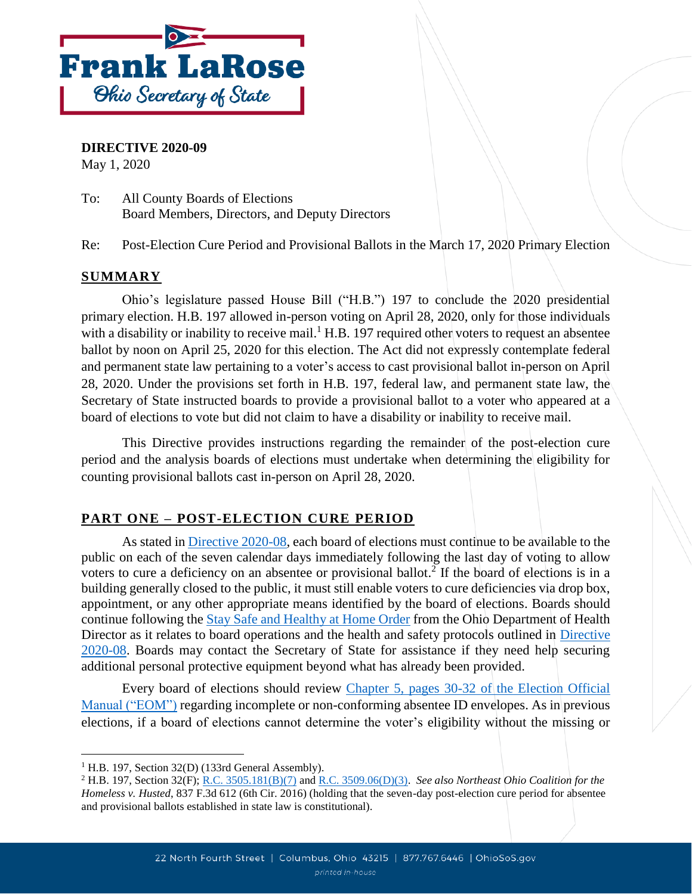Frank LaRose
Ohio Secretary of State

**DIRECTIVE 2020-09**
May 1, 2020

To: All County Boards of Elections
Board Members, Directors, and Deputy Directors

Re: Post-Election Cure Period and Provisional Ballots in the March 17, 2020 Primary Election

## SUMMARY

Ohio's legislature passed House Bill ("H.B.") 197 to conclude the 2020 presidential primary election. H.B. 197 allowed in-person voting on April 28, 2020, only for those individuals with a disability or inability to receive mail.[1] H.B. 197 required other voters to request an absentee ballot by noon on April 25, 2020 for this election. The Act did not expressly contemplate federal and permanent state law pertaining to a voter's access to cast provisional ballot in-person on April 28, 2020. Under the provisions set forth in H.B. 197, federal law, and permanent state law, the Secretary of State instructed boards to provide a provisional ballot to a voter who appeared at a board of elections to vote but did not claim to have a disability or inability to receive mail.

This Directive provides instructions regarding the remainder of the post-election cure period and the analysis boards of elections must undertake when determining the eligibility for counting provisional ballots cast in-person on April 28, 2020.

## PART ONE – POST-ELECTION CURE PERIOD

As stated in Directive 2020-08, each board of elections must continue to be available to the public on each of the seven calendar days immediately following the last day of voting to allow voters to cure a deficiency on an absentee or provisional ballot.[2] If the board of elections is in a building generally closed to the public, it must still enable voters to cure deficiencies via drop box, appointment, or any other appropriate means identified by the board of elections. Boards should continue following the Stay Safe and Healthy at Home Order from the Ohio Department of Health Director as it relates to board operations and the health and safety protocols outlined in Directive 2020-08. Boards may contact the Secretary of State for assistance if they need help securing additional personal protective equipment beyond what has already been provided.

Every board of elections should review Chapter 5, pages 30-32 of the Election Official Manual ("EOM") regarding incomplete or non-conforming absentee ID envelopes. As in previous elections, if a board of elections cannot determine the voter's eligibility without the missing or

---

[1] H.B. 197, Section 32(D) (133rd General Assembly).

[2] H.B. 197, Section 32(F); R.C. 3505.181(B)(7) and R.C. 3509.06(D)(3). *See also Northeast Ohio Coalition for the Homeless v. Husted*, 837 F.3d 612 (6th Cir. 2016) (holding that the seven-day post-election cure period for absentee and provisional ballots established in state law is constitutional).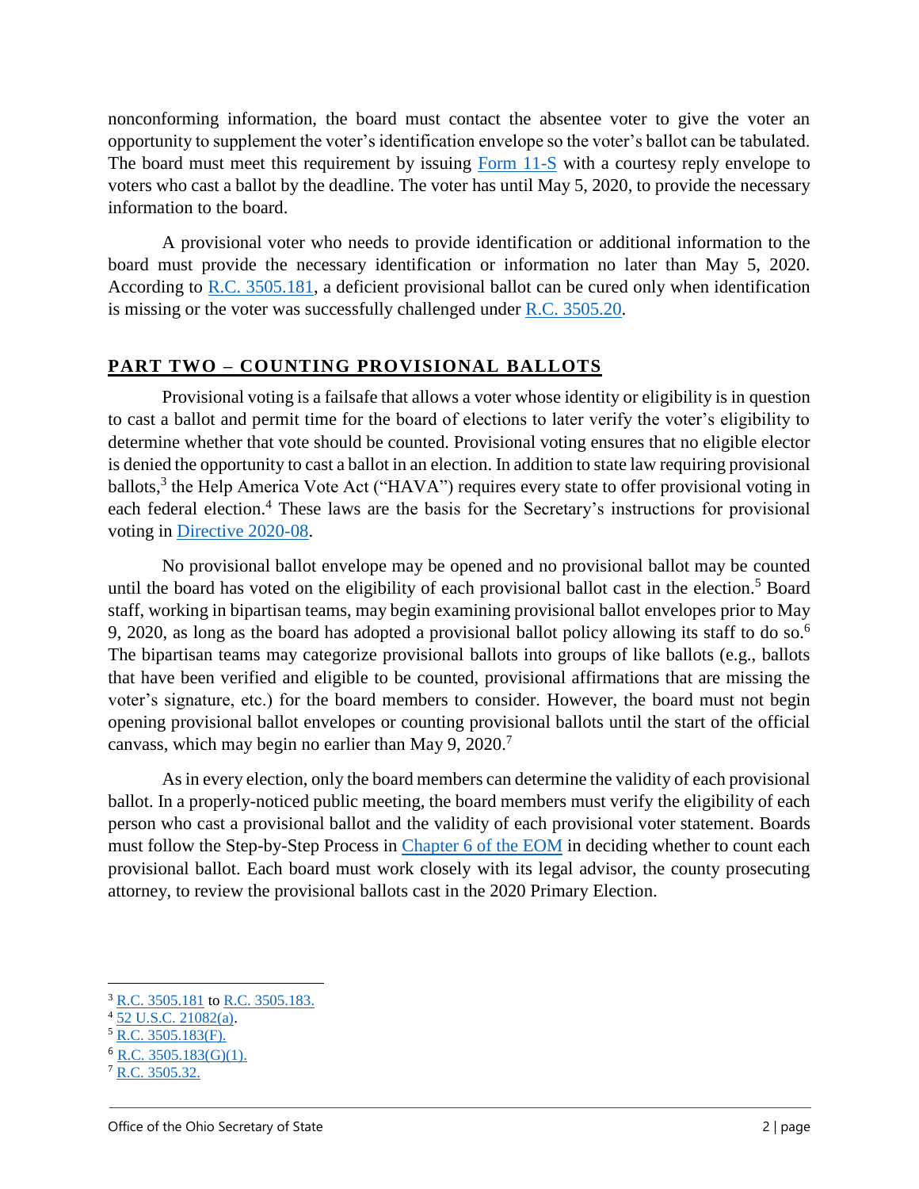nonconforming information, the board must contact the absentee voter to give the voter an opportunity to supplement the voter's identification envelope so the voter's ballot can be tabulated. The board must meet this requirement by issuing Form 11-S with a courtesy reply envelope to voters who cast a ballot by the deadline. The voter has until May 5, 2020, to provide the necessary information to the board.

A provisional voter who needs to provide identification or additional information to the board must provide the necessary identification or information no later than May 5, 2020. According to R.C. 3505.181, a deficient provisional ballot can be cured only when identification is missing or the voter was successfully challenged under R.C. 3505.20.

## PART TWO – COUNTING PROVISIONAL BALLOTS

Provisional voting is a failsafe that allows a voter whose identity or eligibility is in question to cast a ballot and permit time for the board of elections to later verify the voter's eligibility to determine whether that vote should be counted. Provisional voting ensures that no eligible elector is denied the opportunity to cast a ballot in an election. In addition to state law requiring provisional ballots,[3] the Help America Vote Act ("HAVA") requires every state to offer provisional voting in each federal election.[4] These laws are the basis for the Secretary's instructions for provisional voting in Directive 2020-08.

No provisional ballot envelope may be opened and no provisional ballot may be counted until the board has voted on the eligibility of each provisional ballot cast in the election.[5] Board staff, working in bipartisan teams, may begin examining provisional ballot envelopes prior to May 9, 2020, as long as the board has adopted a provisional ballot policy allowing its staff to do so.[6] The bipartisan teams may categorize provisional ballots into groups of like ballots (e.g., ballots that have been verified and eligible to be counted, provisional affirmations that are missing the voter's signature, etc.) for the board members to consider. However, the board must not begin opening provisional ballot envelopes or counting provisional ballots until the start of the official canvass, which may begin no earlier than May 9, 2020.[7]

As in every election, only the board members can determine the validity of each provisional ballot. In a properly-noticed public meeting, the board members must verify the eligibility of each person who cast a provisional ballot and the validity of each provisional voter statement. Boards must follow the Step-by-Step Process in Chapter 6 of the EOM in deciding whether to count each provisional ballot. Each board must work closely with its legal advisor, the county prosecuting attorney, to review the provisional ballots cast in the 2020 Primary Election.

---

[3] R.C. 3505.181 to R.C. 3505.183.

[4] 52 U.S.C. 21082(a).

[5] R.C. 3505.183(F).

[6] R.C. 3505.183(G)(1).

[7] R.C. 3505.32.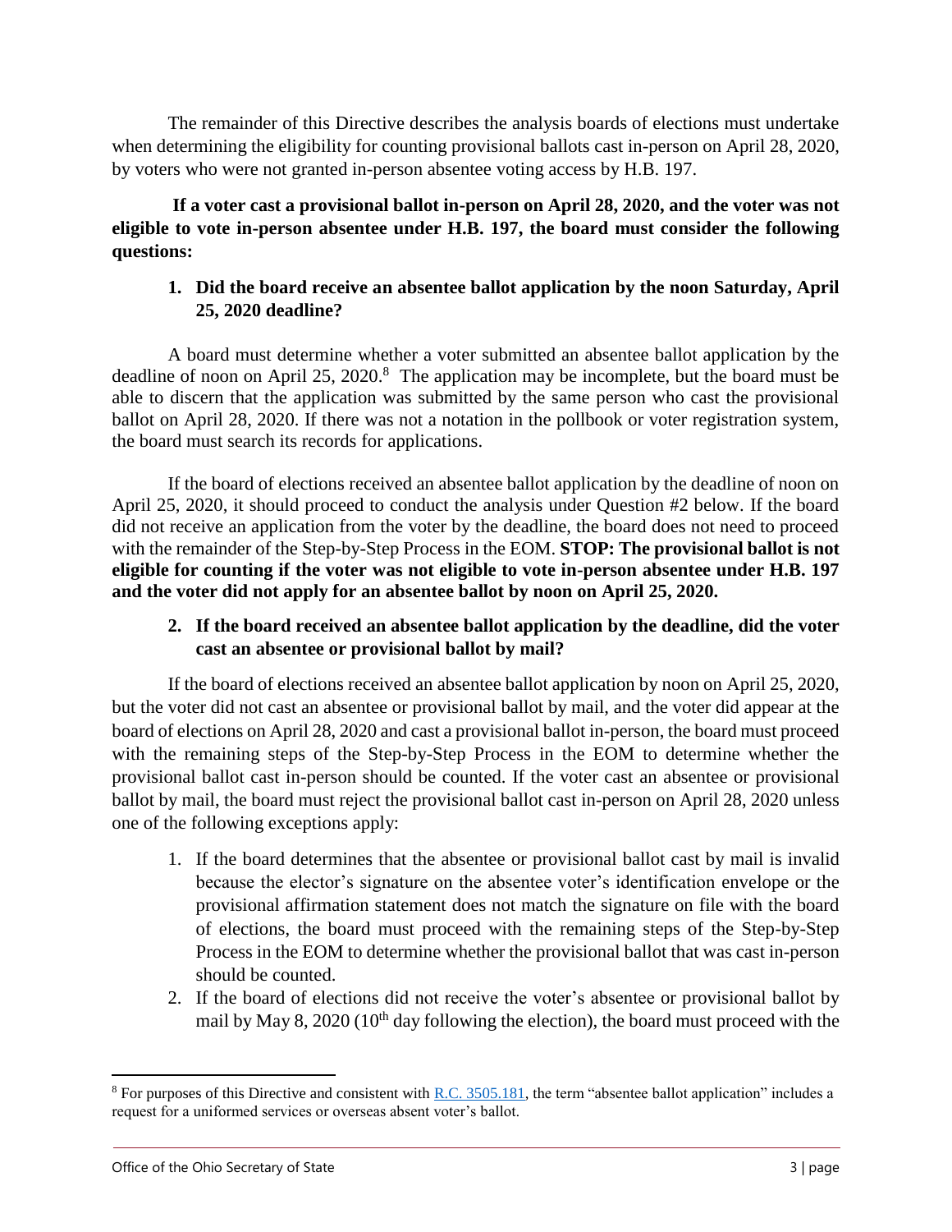The remainder of this Directive describes the analysis boards of elections must undertake when determining the eligibility for counting provisional ballots cast in-person on April 28, 2020, by voters who were not granted in-person absentee voting access by H.B. 197.

**If a voter cast a provisional ballot in-person on April 28, 2020, and the voter was not eligible to vote in-person absentee under H.B. 197, the board must consider the following questions:**

1. **Did the board receive an absentee ballot application by the noon Saturday, April 25, 2020 deadline?**

A board must determine whether a voter submitted an absentee ballot application by the deadline of noon on April 25, 2020.[8] The application may be incomplete, but the board must be able to discern that the application was submitted by the same person who cast the provisional ballot on April 28, 2020. If there was not a notation in the pollbook or voter registration system, the board must search its records for applications.

If the board of elections received an absentee ballot application by the deadline of noon on April 25, 2020, it should proceed to conduct the analysis under Question #2 below. If the board did not receive an application from the voter by the deadline, the board does not need to proceed with the remainder of the Step-by-Step Process in the EOM. **STOP: The provisional ballot is not eligible for counting if the voter was not eligible to vote in-person absentee under H.B. 197 and the voter did not apply for an absentee ballot by noon on April 25, 2020.**

2. **If the board received an absentee ballot application by the deadline, did the voter cast an absentee or provisional ballot by mail?**

If the board of elections received an absentee ballot application by noon on April 25, 2020, but the voter did not cast an absentee or provisional ballot by mail, and the voter did appear at the board of elections on April 28, 2020 and cast a provisional ballot in-person, the board must proceed with the remaining steps of the Step-by-Step Process in the EOM to determine whether the provisional ballot cast in-person should be counted. If the voter cast an absentee or provisional ballot by mail, the board must reject the provisional ballot cast in-person on April 28, 2020 unless one of the following exceptions apply:

1. If the board determines that the absentee or provisional ballot cast by mail is invalid because the elector's signature on the absentee voter's identification envelope or the provisional affirmation statement does not match the signature on file with the board of elections, the board must proceed with the remaining steps of the Step-by-Step Process in the EOM to determine whether the provisional ballot that was cast in-person should be counted.
2. If the board of elections did not receive the voter's absentee or provisional ballot by mail by May 8, 2020 (10th day following the election), the board must proceed with the

[8] For purposes of this Directive and consistent with R.C. 3505.181, the term "absentee ballot application" includes a request for a uniformed services or overseas absent voter's ballot.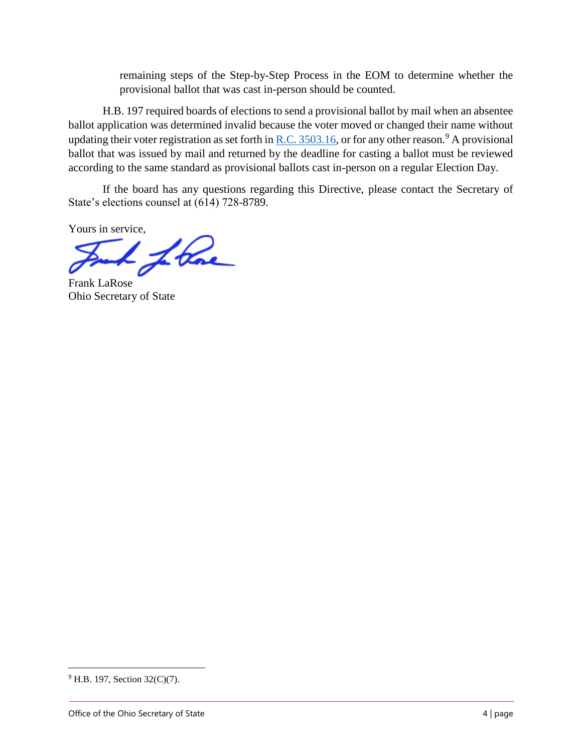remaining steps of the Step-by-Step Process in the EOM to determine whether the provisional ballot that was cast in-person should be counted.

H.B. 197 required boards of elections to send a provisional ballot by mail when an absentee ballot application was determined invalid because the voter moved or changed their name without updating their voter registration as set forth in R.C. 3503.16, or for any other reason.[9] A provisional ballot that was issued by mail and returned by the deadline for casting a ballot must be reviewed according to the same standard as provisional ballots cast in-person on a regular Election Day.

If the board has any questions regarding this Directive, please contact the Secretary of State's elections counsel at (614) 728-8789.

Yours in service,

Frank LaRose
Ohio Secretary of State

---

[9] H.B. 197, Section 32(C)(7).